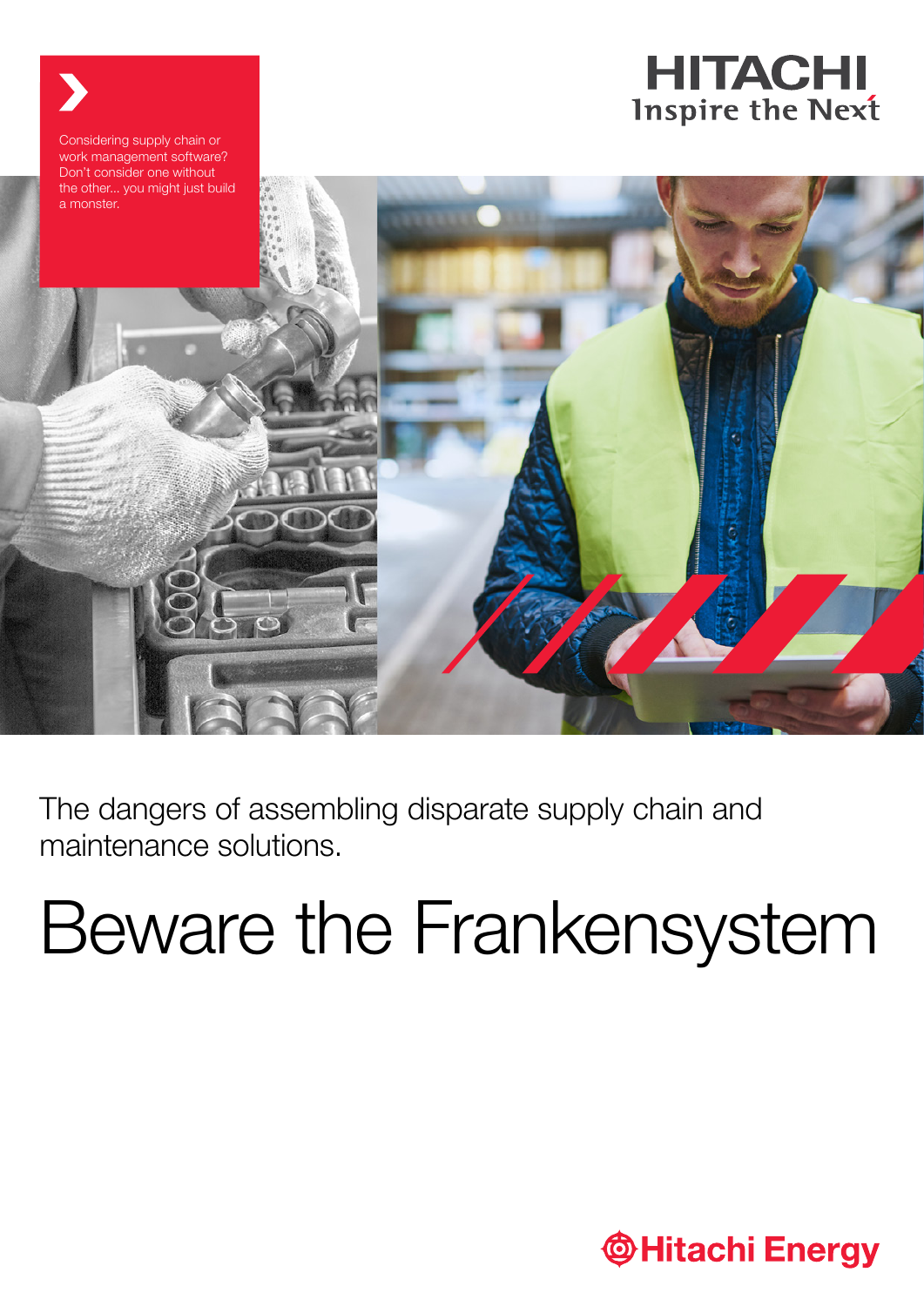Considering supply chain or work management software? Don't consider one without the other... you might just build a monster.

HITACHI
Inspire the Next

The dangers of assembling disparate supply chain and maintenance solutions.

# Beware the Frankensystem

Hitachi Energy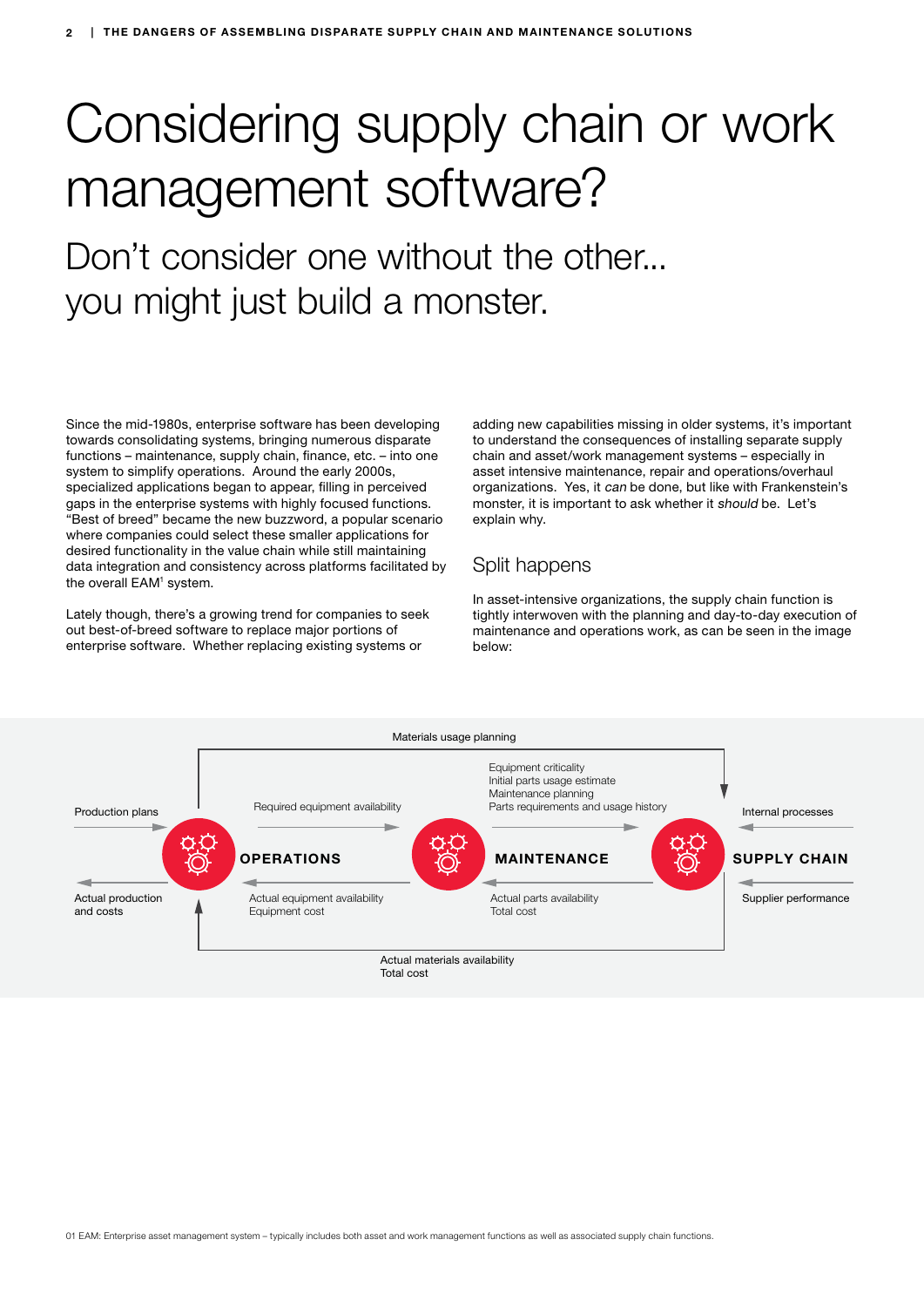# Considering supply chain or work management software?

## Don't consider one without the other... you might just build a monster.

Since the mid-1980s, enterprise software has been developing towards consolidating systems, bringing numerous disparate functions – maintenance, supply chain, finance, etc. – into one system to simplify operations. Around the early 2000s, specialized applications began to appear, filling in perceived gaps in the enterprise systems with highly focused functions. "Best of breed" became the new buzzword, a popular scenario where companies could select these smaller applications for desired functionality in the value chain while still maintaining data integration and consistency across platforms facilitated by the overall EAM[1] system.

Lately though, there's a growing trend for companies to seek out best-of-breed software to replace major portions of enterprise software. Whether replacing existing systems or adding new capabilities missing in older systems, it's important to understand the consequences of installing separate supply chain and asset/work management systems – especially in asset intensive maintenance, repair and operations/overhaul organizations. Yes, it *can* be done, but like with Frankenstein's monster, it is important to ask whether it *should* be. Let's explain why.

### Split happens

In asset-intensive organizations, the supply chain function is tightly interwoven with the planning and day-to-day execution of maintenance and operations work, as can be seen in the image below:

Materials usage planning

Production plans

Required equipment availability

Equipment criticality
Initial parts usage estimate
Maintenance planning
Parts requirements and usage history

Internal processes

OPERATIONS

MAINTENANCE

SUPPLY CHAIN

Actual production and costs

Actual equipment availability
Equipment cost

Actual parts availability
Total cost

Supplier performance

Actual materials availability
Total cost

01 EAM: Enterprise asset management system – typically includes both asset and work management functions as well as associated supply chain functions.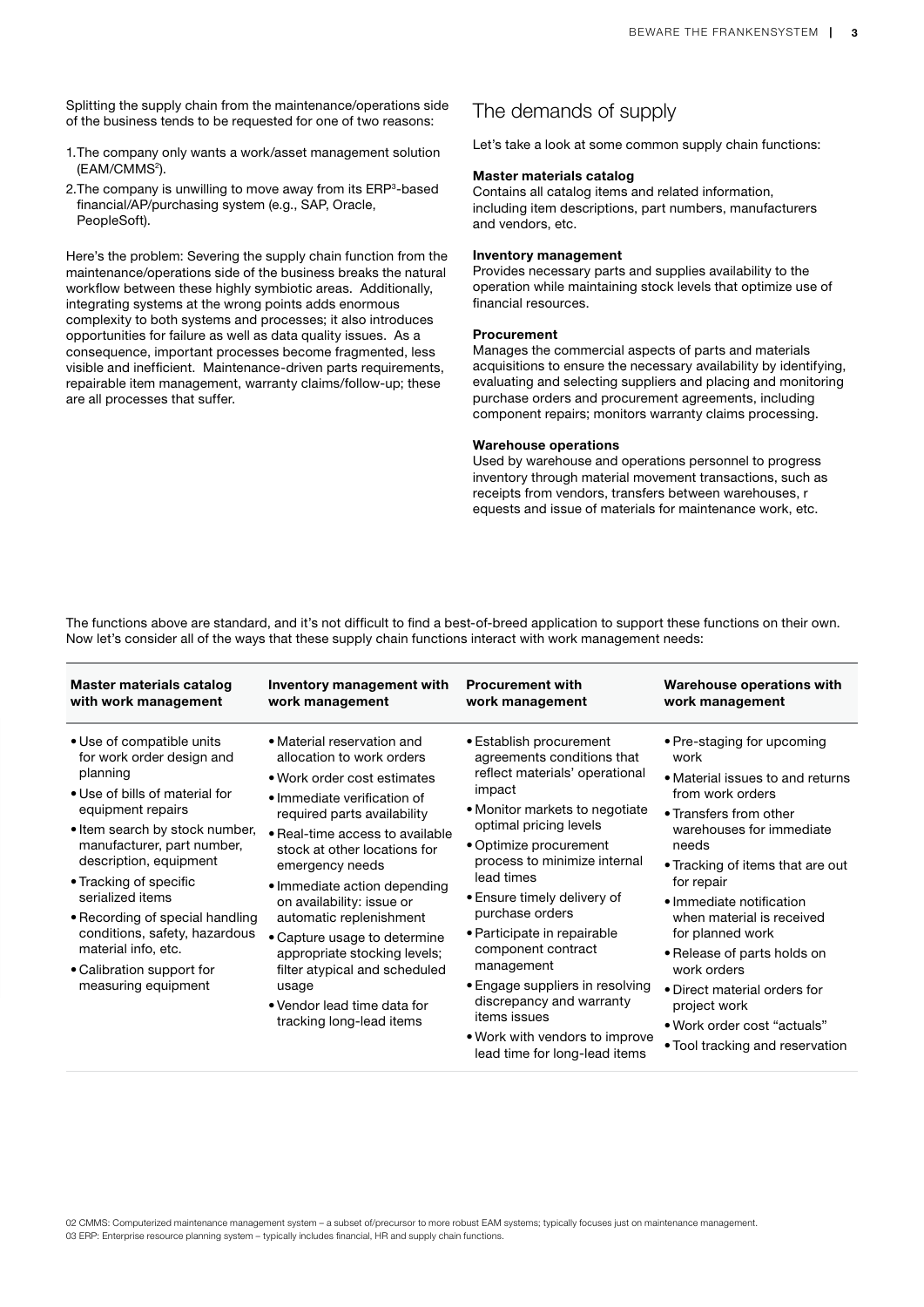Splitting the supply chain from the maintenance/operations side of the business tends to be requested for one of two reasons:

1. The company only wants a work/asset management solution (EAM/CMMS[2]).
2. The company is unwilling to move away from its ERP[3]-based financial/AP/purchasing system (e.g., SAP, Oracle, PeopleSoft).

Here's the problem: Severing the supply chain function from the maintenance/operations side of the business breaks the natural workflow between these highly symbiotic areas. Additionally, integrating systems at the wrong points adds enormous complexity to both systems and processes; it also introduces opportunities for failure as well as data quality issues. As a consequence, important processes become fragmented, less visible and inefficient. Maintenance-driven parts requirements, repairable item management, warranty claims/follow-up; these are all processes that suffer.

## The demands of supply

Let's take a look at some common supply chain functions:

**Master materials catalog**
Contains all catalog items and related information, including item descriptions, part numbers, manufacturers and vendors, etc.

**Inventory management**
Provides necessary parts and supplies availability to the operation while maintaining stock levels that optimize use of financial resources.

**Procurement**
Manages the commercial aspects of parts and materials acquisitions to ensure the necessary availability by identifying, evaluating and selecting suppliers and placing and monitoring purchase orders and procurement agreements, including component repairs; monitors warranty claims processing.

**Warehouse operations**
Used by warehouse and operations personnel to progress inventory through material movement transactions, such as receipts from vendors, transfers between warehouses, requests and issue of materials for maintenance work, etc.

The functions above are standard, and it's not difficult to find a best-of-breed application to support these functions on their own. Now let's consider all of the ways that these supply chain functions interact with work management needs:

| Master materials catalog with work management | Inventory management with work management | Procurement with work management | Warehouse operations with work management |
|---|---|---|---|
| • Use of compatible units for work order design and planning<br>• Use of bills of material for equipment repairs<br>• Item search by stock number, manufacturer, part number, description, equipment<br>• Tracking of specific serialized items<br>• Recording of special handling conditions, safety, hazardous material info, etc.<br>• Calibration support for measuring equipment | • Material reservation and allocation to work orders<br>• Work order cost estimates<br>• Immediate verification of required parts availability<br>• Real-time access to available stock at other locations for emergency needs<br>• Immediate action depending on availability: issue or automatic replenishment<br>• Capture usage to determine appropriate stocking levels; filter atypical and scheduled usage<br>• Vendor lead time data for tracking long-lead items | • Establish procurement agreements conditions that reflect materials' operational impact<br>• Monitor markets to negotiate optimal pricing levels<br>• Optimize procurement process to minimize internal lead times<br>• Ensure timely delivery of purchase orders<br>• Participate in repairable component contract management<br>• Engage suppliers in resolving discrepancy and warranty items issues<br>• Work with vendors to improve lead time for long-lead items | • Pre-staging for upcoming work<br>• Material issues to and returns from work orders<br>• Transfers from other warehouses for immediate needs<br>• Tracking of items that are out for repair<br>• Immediate notification when material is received for planned work<br>• Release of parts holds on work orders<br>• Direct material orders for project work<br>• Work order cost "actuals"<br>• Tool tracking and reservation |

02 CMMS: Computerized maintenance management system – a subset of/precursor to more robust EAM systems; typically focuses just on maintenance management.
03 ERP: Enterprise resource planning system – typically includes financial, HR and supply chain functions.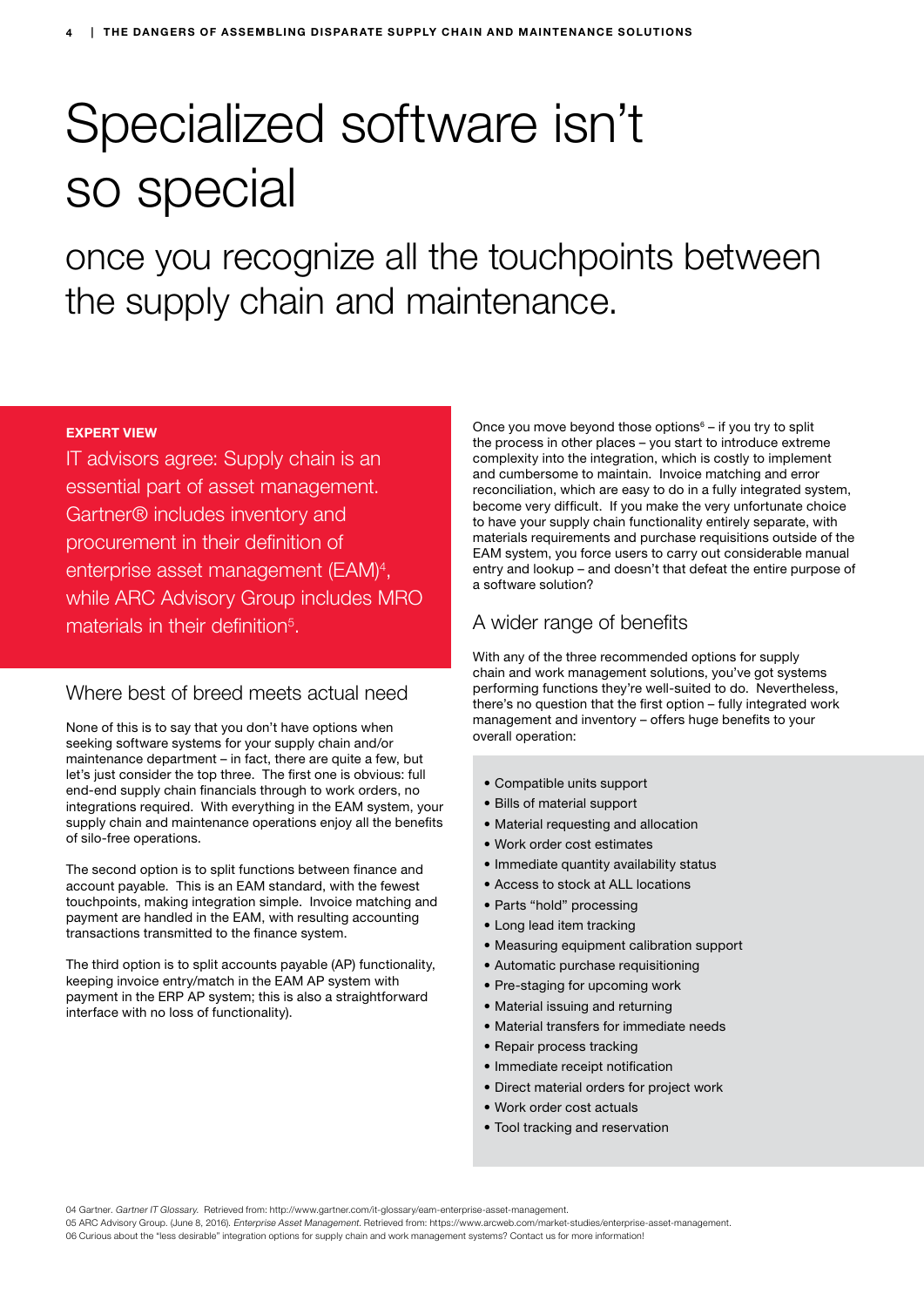# Specialized software isn't so special

## once you recognize all the touchpoints between the supply chain and maintenance.

**EXPERT VIEW**

IT advisors agree: Supply chain is an essential part of asset management. Gartner® includes inventory and procurement in their definition of enterprise asset management (EAM)[4], while ARC Advisory Group includes MRO materials in their definition[5].

### Where best of breed meets actual need

None of this is to say that you don't have options when seeking software systems for your supply chain and/or maintenance department – in fact, there are quite a few, but let's just consider the top three. The first one is obvious: full end-end supply chain financials through to work orders, no integrations required. With everything in the EAM system, your supply chain and maintenance operations enjoy all the benefits of silo-free operations.

The second option is to split functions between finance and account payable. This is an EAM standard, with the fewest touchpoints, making integration simple. Invoice matching and payment are handled in the EAM, with resulting accounting transactions transmitted to the finance system.

The third option is to split accounts payable (AP) functionality, keeping invoice entry/match in the EAM AP system with payment in the ERP AP system; this is also a straightforward interface with no loss of functionality).

Once you move beyond those options[6] – if you try to split the process in other places – you start to introduce extreme complexity into the integration, which is costly to implement and cumbersome to maintain. Invoice matching and error reconciliation, which are easy to do in a fully integrated system, become very difficult. If you make the very unfortunate choice to have your supply chain functionality entirely separate, with materials requirements and purchase requisitions outside of the EAM system, you force users to carry out considerable manual entry and lookup – and doesn't that defeat the entire purpose of a software solution?

### A wider range of benefits

With any of the three recommended options for supply chain and work management solutions, you've got systems performing functions they're well-suited to do. Nevertheless, there's no question that the first option – fully integrated work management and inventory – offers huge benefits to your overall operation:

- Compatible units support
- Bills of material support
- Material requesting and allocation
- Work order cost estimates
- Immediate quantity availability status
- Access to stock at ALL locations
- Parts "hold" processing
- Long lead item tracking
- Measuring equipment calibration support
- Automatic purchase requisitioning
- Pre-staging for upcoming work
- Material issuing and returning
- Material transfers for immediate needs
- Repair process tracking
- Immediate receipt notification
- Direct material orders for project work
- Work order cost actuals
- Tool tracking and reservation

04 Gartner. *Gartner IT Glossary.* Retrieved from: http://www.gartner.com/it-glossary/eam-enterprise-asset-management.
05 ARC Advisory Group. (June 8, 2016). *Enterprise Asset Management.* Retrieved from: https://www.arcweb.com/market-studies/enterprise-asset-management.
06 Curious about the "less desirable" integration options for supply chain and work management systems? Contact us for more information!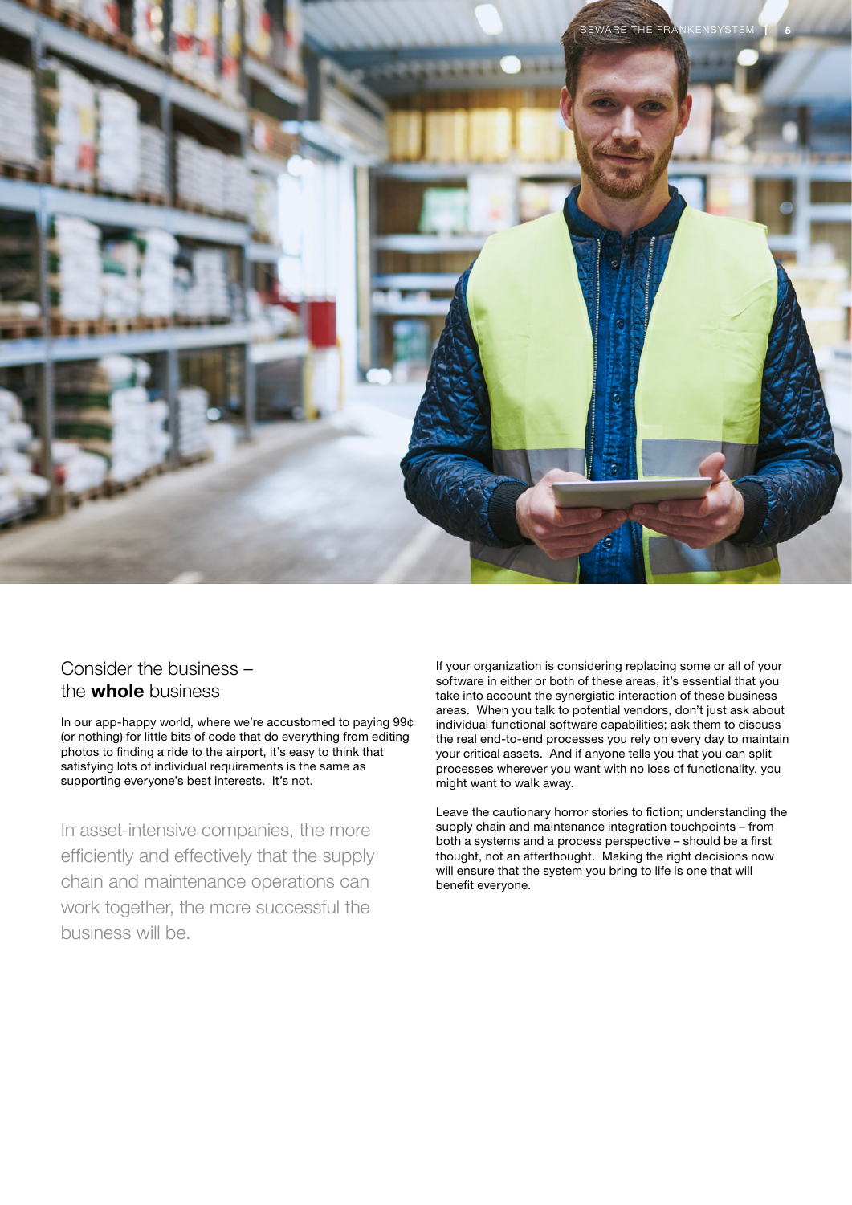## Consider the business – the **whole** business

In our app-happy world, where we're accustomed to paying 99¢ (or nothing) for little bits of code that do everything from editing photos to finding a ride to the airport, it's easy to think that satisfying lots of individual requirements is the same as supporting everyone's best interests. It's not.

In asset-intensive companies, the more efficiently and effectively that the supply chain and maintenance operations can work together, the more successful the business will be.

If your organization is considering replacing some or all of your software in either or both of these areas, it's essential that you take into account the synergistic interaction of these business areas. When you talk to potential vendors, don't just ask about individual functional software capabilities; ask them to discuss the real end-to-end processes you rely on every day to maintain your critical assets. And if anyone tells you that you can split processes wherever you want with no loss of functionality, you might want to walk away.

Leave the cautionary horror stories to fiction; understanding the supply chain and maintenance integration touchpoints – from both a systems and a process perspective – should be a first thought, not an afterthought. Making the right decisions now will ensure that the system you bring to life is one that will benefit everyone.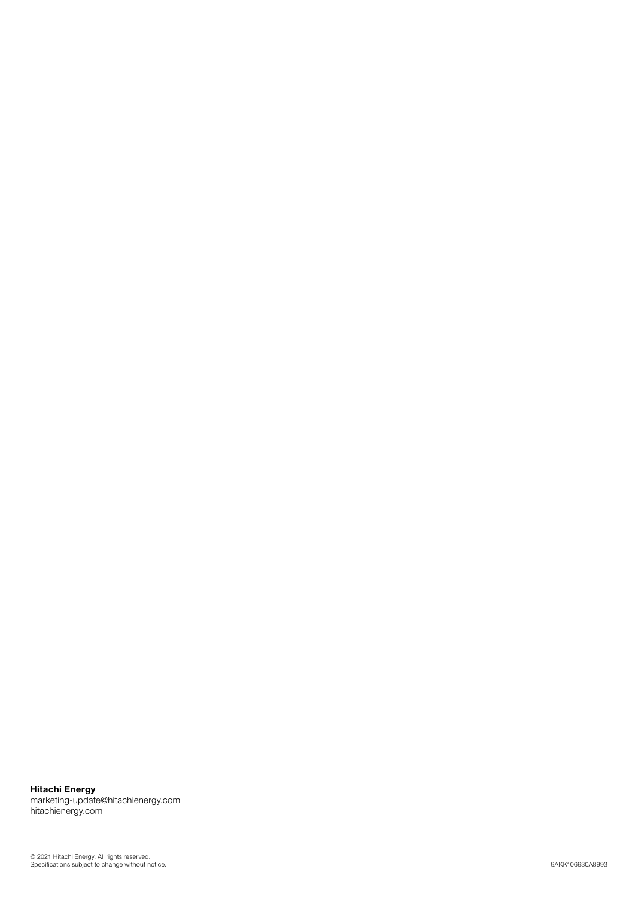**Hitachi Energy**
marketing-update@hitachienergy.com
hitachienergy.com

© 2021 Hitachi Energy. All rights reserved.
Specifications subject to change without notice.

9AKK106930A8993